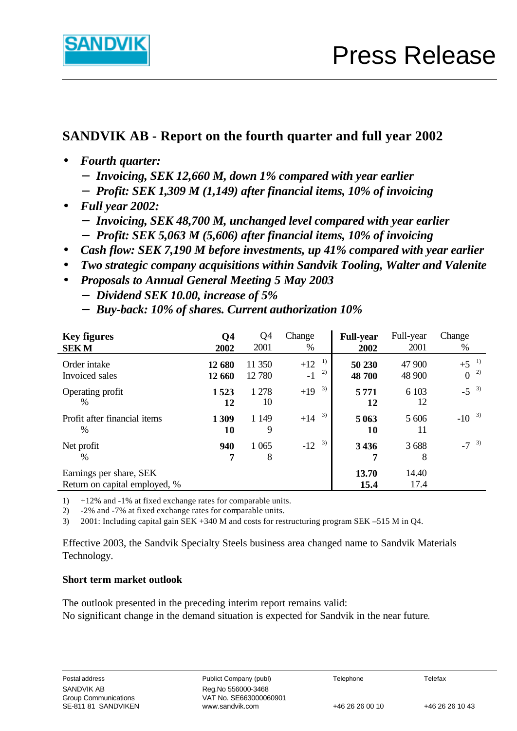SANDVIK

# Press Release

## SANDVIK AB - Report on the fourth quarter and full year 2002

- ***Fourth quarter:***
  - ***Invoicing, SEK 12,660 M, down 1% compared with year earlier***
  - ***Profit: SEK 1,309 M (1,149) after financial items, 10% of invoicing***
- ***Full year 2002:***
  - ***Invoicing, SEK 48,700 M, unchanged level compared with year earlier***
  - ***Profit: SEK 5,063 M (5,606) after financial items, 10% of invoicing***
- ***Cash flow: SEK 7,190 M before investments, up 41% compared with year earlier***
- ***Two strategic company acquisitions within Sandvik Tooling, Walter and Valenite***
- ***Proposals to Annual General Meeting 5 May 2003***
  - ***Dividend SEK 10.00, increase of 5%***
  - ***Buy-back: 10% of shares. Current authorization 10%***

| **Key figures SEK M** | **Q4 2002** | Q4 2001 | Change % | **Full-year 2002** | Full-year 2001 | Change % |
|---|---|---|---|---|---|---|
| Order intake | **12 680** | 11 350 | +12 [1)] | **50 230** | 47 900 | +5 [1)] |
| Invoiced sales | **12 660** | 12 780 | -1 [2)] | **48 700** | 48 900 | 0 [2)] |
| Operating profit | **1 523** | 1 278 | +19 [3)] | **5 771** | 6 103 | -5 [3)] |
| % | **12** | 10 | | **12** | 12 | |
| Profit after financial items | **1 309** | 1 149 | +14 [3)] | **5 063** | 5 606 | -10 [3)] |
| % | **10** | 9 | | **10** | 11 | |
| Net profit | **940** | 1 065 | -12 [3)] | **3 436** | 3 688 | -7 [3)] |
| % | **7** | 8 | | **7** | 8 | |
| Earnings per share, SEK | | | | **13.70** | 14.40 | |
| Return on capital employed, % | | | | **15.4** | 17.4 | |

1) +12% and -1% at fixed exchange rates for comparable units.
2) -2% and -7% at fixed exchange rates for comparable units.
3) 2001: Including capital gain SEK +340 M and costs for restructuring program SEK –515 M in Q4.

Effective 2003, the Sandvik Specialty Steels business area changed name to Sandvik Materials Technology.

**Short term market outlook**

The outlook presented in the preceding interim report remains valid:
No significant change in the demand situation is expected for Sandvik in the near future.

| Postal address | Publict Company (publ) | Telephone | Telefax |
|---|---|---|---|
| SANDVIK AB<br>Group Communications<br>SE-811 81 SANDVIKEN | Reg.No 556000-3468<br>VAT No. SE663000060901<br>www.sandvik.com | +46 26 26 00 10 | +46 26 26 10 43 |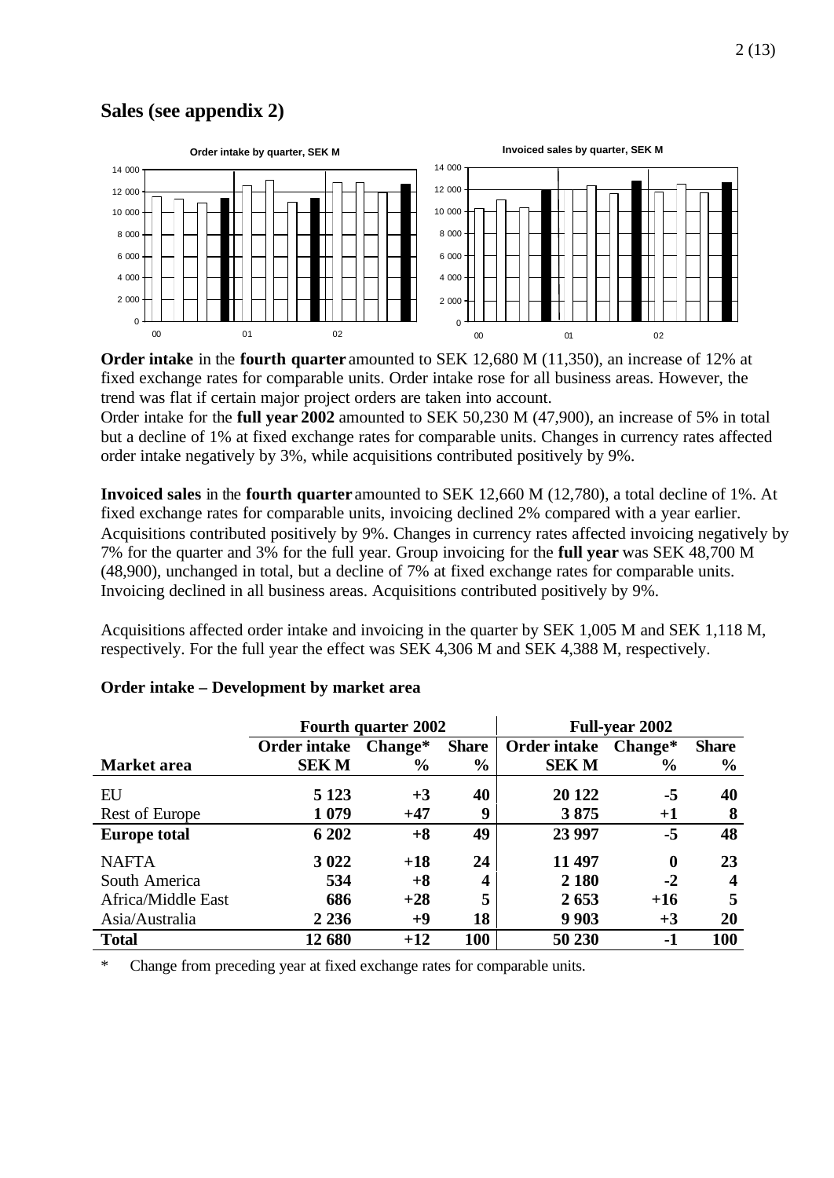## Sales (see appendix 2)

**Order intake** in the **fourth quarter** amounted to SEK 12,680 M (11,350), an increase of 12% at fixed exchange rates for comparable units. Order intake rose for all business areas. However, the trend was flat if certain major project orders are taken into account.
Order intake for the **full year 2002** amounted to SEK 50,230 M (47,900), an increase of 5% in total but a decline of 1% at fixed exchange rates for comparable units. Changes in currency rates affected order intake negatively by 3%, while acquisitions contributed positively by 9%.

**Invoiced sales** in the **fourth quarter** amounted to SEK 12,660 M (12,780), a total decline of 1%. At fixed exchange rates for comparable units, invoicing declined 2% compared with a year earlier. Acquisitions contributed positively by 9%. Changes in currency rates affected invoicing negatively by 7% for the quarter and 3% for the full year. Group invoicing for the **full year** was SEK 48,700 M (48,900), unchanged in total, but a decline of 7% at fixed exchange rates for comparable units. Invoicing declined in all business areas. Acquisitions contributed positively by 9%.

Acquisitions affected order intake and invoicing in the quarter by SEK 1,005 M and SEK 1,118 M, respectively. For the full year the effect was SEK 4,306 M and SEK 4,388 M, respectively.

### Order intake – Development by market area

| | Fourth quarter 2002 | | | Full-year 2002 | | |
|---|---|---|---|---|---|---|
| **Market area** | **Order intake SEK M** | **Change\* %** | **Share %** | **Order intake SEK M** | **Change\* %** | **Share %** |
| EU | **5 123** | **+3** | **40** | **20 122** | **-5** | **40** |
| Rest of Europe | **1 079** | **+47** | **9** | **3 875** | **+1** | **8** |
| **Europe total** | **6 202** | **+8** | **49** | **23 997** | **-5** | **48** |
| NAFTA | **3 022** | **+18** | **24** | **11 497** | **0** | **23** |
| South America | **534** | **+8** | **4** | **2 180** | **-2** | **4** |
| Africa/Middle East | **686** | **+28** | **5** | **2 653** | **+16** | **5** |
| Asia/Australia | **2 236** | **+9** | **18** | **9 903** | **+3** | **20** |
| **Total** | **12 680** | **+12** | **100** | **50 230** | **-1** | **100** |

\* Change from preceding year at fixed exchange rates for comparable units.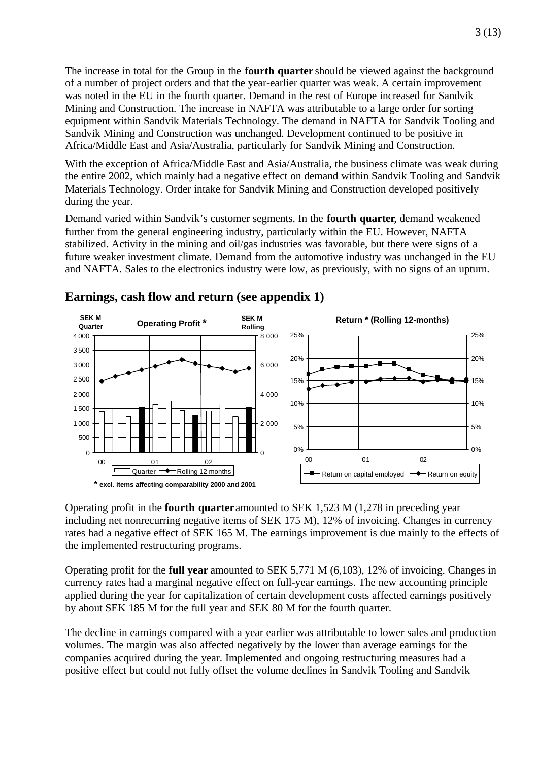The increase in total for the Group in the **fourth quarter** should be viewed against the background of a number of project orders and that the year-earlier quarter was weak. A certain improvement was noted in the EU in the fourth quarter. Demand in the rest of Europe increased for Sandvik Mining and Construction. The increase in NAFTA was attributable to a large order for sorting equipment within Sandvik Materials Technology. The demand in NAFTA for Sandvik Tooling and Sandvik Mining and Construction was unchanged. Development continued to be positive in Africa/Middle East and Asia/Australia, particularly for Sandvik Mining and Construction.

With the exception of Africa/Middle East and Asia/Australia, the business climate was weak during the entire 2002, which mainly had a negative effect on demand within Sandvik Tooling and Sandvik Materials Technology. Order intake for Sandvik Mining and Construction developed positively during the year.

Demand varied within Sandvik's customer segments. In the **fourth quarter**, demand weakened further from the general engineering industry, particularly within the EU. However, NAFTA stabilized. Activity in the mining and oil/gas industries was favorable, but there were signs of a future weaker investment climate. Demand from the automotive industry was unchanged in the EU and NAFTA. Sales to the electronics industry were low, as previously, with no signs of an upturn.

## Earnings, cash flow and return (see appendix 1)

**Operating Profit *** (SEK M Quarter / SEK M Rolling) — Quarter, Rolling 12 months

* excl. items affecting comparability 2000 and 2001

**Return * (Rolling 12-months)** — Return on capital employed, Return on equity

Operating profit in the **fourth quarter** amounted to SEK 1,523 M (1,278 in preceding year including net nonrecurring negative items of SEK 175 M), 12% of invoicing. Changes in currency rates had a negative effect of SEK 165 M. The earnings improvement is due mainly to the effects of the implemented restructuring programs.

Operating profit for the **full year** amounted to SEK 5,771 M (6,103), 12% of invoicing. Changes in currency rates had a marginal negative effect on full-year earnings. The new accounting principle applied during the year for capitalization of certain development costs affected earnings positively by about SEK 185 M for the full year and SEK 80 M for the fourth quarter.

The decline in earnings compared with a year earlier was attributable to lower sales and production volumes. The margin was also affected negatively by the lower than average earnings for the companies acquired during the year. Implemented and ongoing restructuring measures had a positive effect but could not fully offset the volume declines in Sandvik Tooling and Sandvik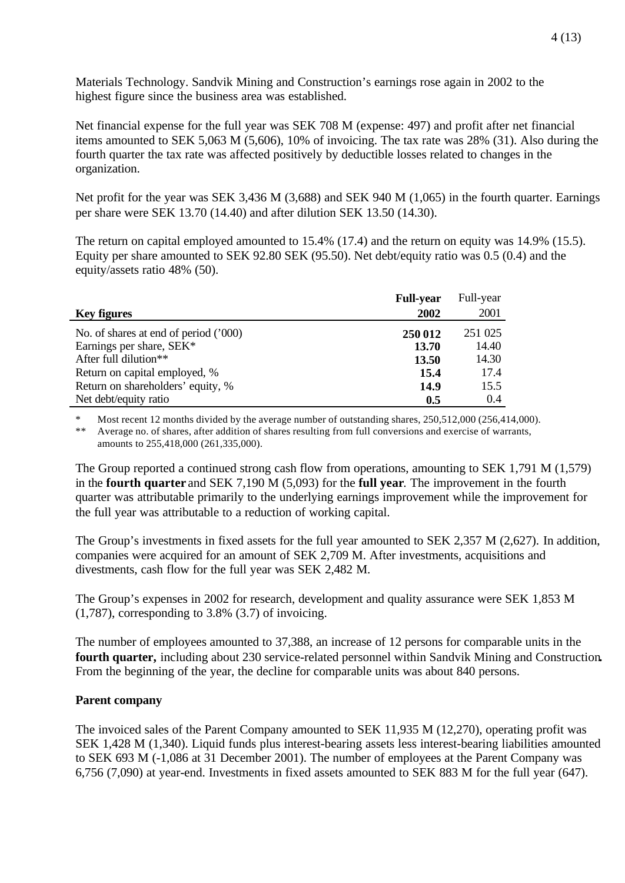Materials Technology. Sandvik Mining and Construction’s earnings rose again in 2002 to the highest figure since the business area was established.

Net financial expense for the full year was SEK 708 M (expense: 497) and profit after net financial items amounted to SEK 5,063 M (5,606), 10% of invoicing. The tax rate was 28% (31). Also during the fourth quarter the tax rate was affected positively by deductible losses related to changes in the organization.

Net profit for the year was SEK 3,436 M (3,688) and SEK 940 M (1,065) in the fourth quarter. Earnings per share were SEK 13.70 (14.40) and after dilution SEK 13.50 (14.30).

The return on capital employed amounted to 15.4% (17.4) and the return on equity was 14.9% (15.5). Equity per share amounted to SEK 92.80 SEK (95.50). Net debt/equity ratio was 0.5 (0.4) and the equity/assets ratio 48% (50).

| Key figures | **Full-year 2002** | Full-year 2001 |
|---|---|---|
| No. of shares at end of period (’000) | **250 012** | 251 025 |
| Earnings per share, SEK* | **13.70** | 14.40 |
| After full dilution** | **13.50** | 14.30 |
| Return on capital employed, % | **15.4** | 17.4 |
| Return on shareholders’ equity, % | **14.9** | 15.5 |
| Net debt/equity ratio | **0.5** | 0.4 |

\* Most recent 12 months divided by the average number of outstanding shares, 250,512,000 (256,414,000).

** Average no. of shares, after addition of shares resulting from full conversions and exercise of warrants, amounts to 255,418,000 (261,335,000).

The Group reported a continued strong cash flow from operations, amounting to SEK 1,791 M (1,579) in the **fourth quarter** and SEK 7,190 M (5,093) for the **full year**. The improvement in the fourth quarter was attributable primarily to the underlying earnings improvement while the improvement for the full year was attributable to a reduction of working capital.

The Group’s investments in fixed assets for the full year amounted to SEK 2,357 M (2,627). In addition, companies were acquired for an amount of SEK 2,709 M. After investments, acquisitions and divestments, cash flow for the full year was SEK 2,482 M.

The Group’s expenses in 2002 for research, development and quality assurance were SEK 1,853 M (1,787), corresponding to 3.8% (3.7) of invoicing.

The number of employees amounted to 37,388, an increase of 12 persons for comparable units in the **fourth quarter,** including about 230 service-related personnel within Sandvik Mining and Construction. From the beginning of the year, the decline for comparable units was about 840 persons.

**Parent company**

The invoiced sales of the Parent Company amounted to SEK 11,935 M (12,270), operating profit was SEK 1,428 M (1,340). Liquid funds plus interest-bearing assets less interest-bearing liabilities amounted to SEK 693 M (-1,086 at 31 December 2001). The number of employees at the Parent Company was 6,756 (7,090) at year-end. Investments in fixed assets amounted to SEK 883 M for the full year (647).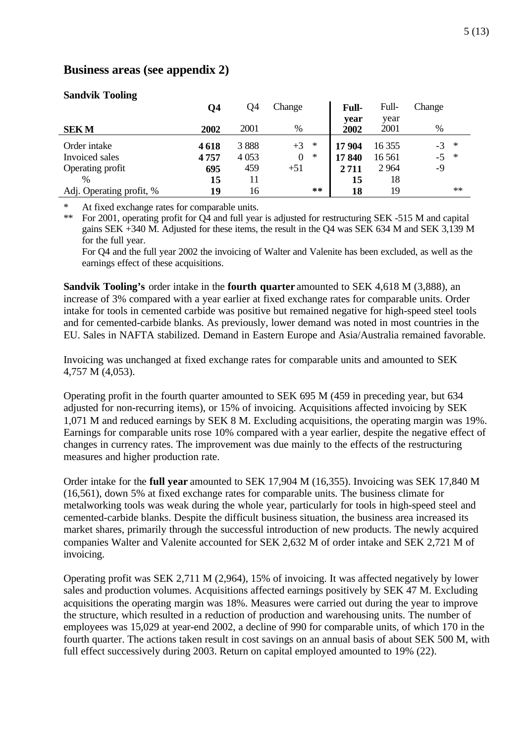## Business areas (see appendix 2)

**Sandvik Tooling**

| SEK M | Q4 2002 | Q4 2001 | Change % | | Full-year 2002 | Full-year 2001 | Change % | |
|---|---|---|---|---|---|---|---|---|
| Order intake | **4 618** | 3 888 | +3 | * | **17 904** | 16 355 | -3 | * |
| Invoiced sales | **4 757** | 4 053 | 0 | * | **17 840** | 16 561 | -5 | * |
| Operating profit | **695** | 459 | +51 | | **2 711** | 2 964 | -9 | |
| % | **15** | 11 | | | **15** | 18 | | |
| Adj. Operating profit, % | **19** | 16 | | ** | **18** | 19 | | ** |

\* At fixed exchange rates for comparable units.

\*\* For 2001, operating profit for Q4 and full year is adjusted for restructuring SEK -515 M and capital gains SEK +340 M. Adjusted for these items, the result in the Q4 was SEK 634 M and SEK 3,139 M for the full year.
For Q4 and the full year 2002 the invoicing of Walter and Valenite has been excluded, as well as the earnings effect of these acquisitions.

**Sandvik Tooling's** order intake in the **fourth quarter** amounted to SEK 4,618 M (3,888), an increase of 3% compared with a year earlier at fixed exchange rates for comparable units. Order intake for tools in cemented carbide was positive but remained negative for high-speed steel tools and for cemented-carbide blanks. As previously, lower demand was noted in most countries in the EU. Sales in NAFTA stabilized. Demand in Eastern Europe and Asia/Australia remained favorable.

Invoicing was unchanged at fixed exchange rates for comparable units and amounted to SEK 4,757 M (4,053).

Operating profit in the fourth quarter amounted to SEK 695 M (459 in preceding year, but 634 adjusted for non-recurring items), or 15% of invoicing. Acquisitions affected invoicing by SEK 1,071 M and reduced earnings by SEK 8 M. Excluding acquisitions, the operating margin was 19%. Earnings for comparable units rose 10% compared with a year earlier, despite the negative effect of changes in currency rates. The improvement was due mainly to the effects of the restructuring measures and higher production rate.

Order intake for the **full year** amounted to SEK 17,904 M (16,355). Invoicing was SEK 17,840 M (16,561), down 5% at fixed exchange rates for comparable units. The business climate for metalworking tools was weak during the whole year, particularly for tools in high-speed steel and cemented-carbide blanks. Despite the difficult business situation, the business area increased its market shares, primarily through the successful introduction of new products. The newly acquired companies Walter and Valenite accounted for SEK 2,632 M of order intake and SEK 2,721 M of invoicing.

Operating profit was SEK 2,711 M (2,964), 15% of invoicing. It was affected negatively by lower sales and production volumes. Acquisitions affected earnings positively by SEK 47 M. Excluding acquisitions the operating margin was 18%. Measures were carried out during the year to improve the structure, which resulted in a reduction of production and warehousing units. The number of employees was 15,029 at year-end 2002, a decline of 990 for comparable units, of which 170 in the fourth quarter. The actions taken result in cost savings on an annual basis of about SEK 500 M, with full effect successively during 2003. Return on capital employed amounted to 19% (22).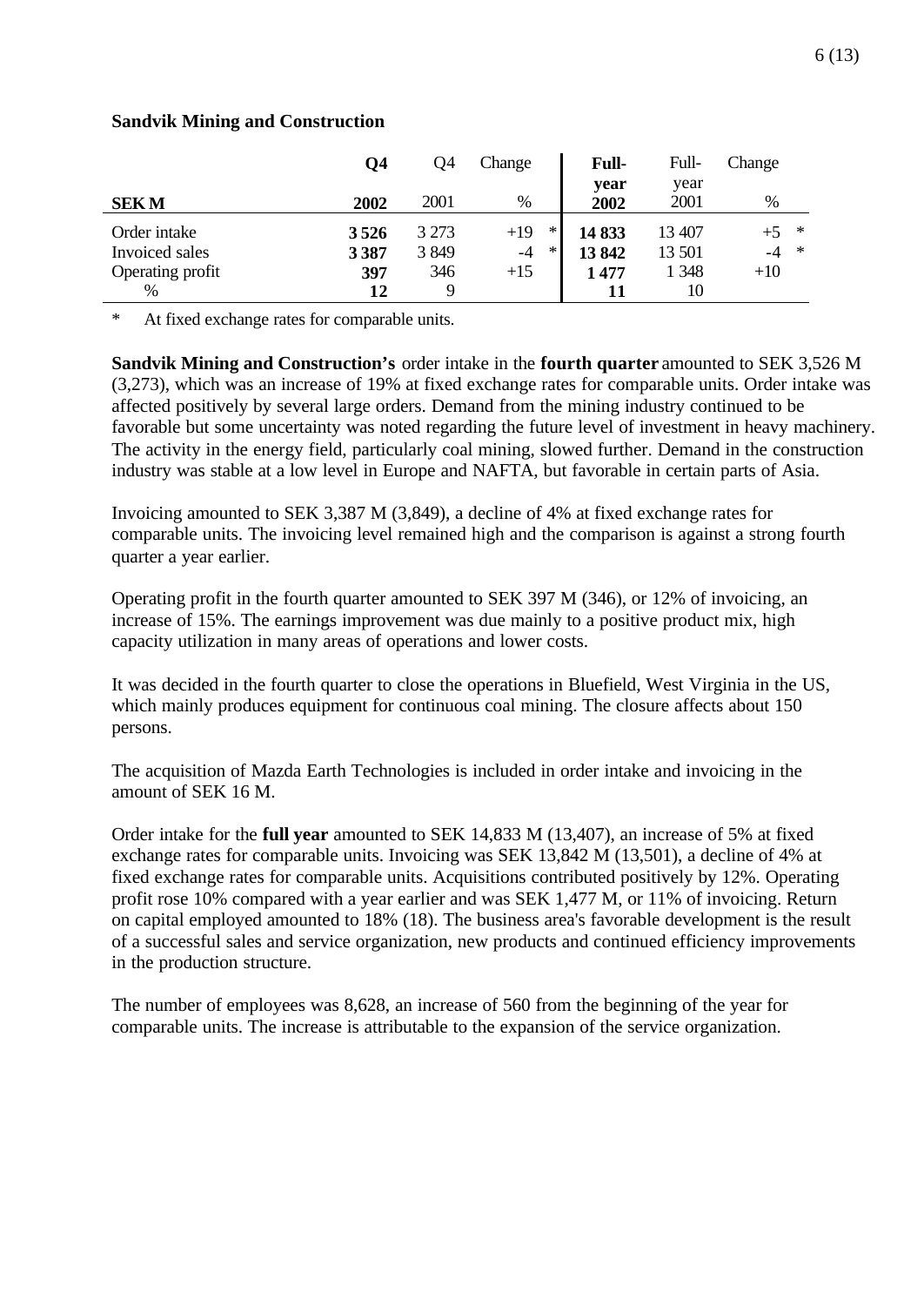**Sandvik Mining and Construction**

| SEK M | **Q4 2002** | Q4 2001 | Change % | | **Full-year 2002** | Full-year 2001 | Change % | |
|---|---|---|---|---|---|---|---|---|
| Order intake | **3 526** | 3 273 | +19 | * | **14 833** | 13 407 | +5 | * |
| Invoiced sales | **3 387** | 3 849 | -4 | * | **13 842** | 13 501 | -4 | * |
| Operating profit | **397** | 346 | +15 | | **1 477** | 1 348 | +10 | |
| % | **12** | 9 | | | **11** | 10 | | |

\* At fixed exchange rates for comparable units.

**Sandvik Mining and Construction's** order intake in the **fourth quarter** amounted to SEK 3,526 M (3,273), which was an increase of 19% at fixed exchange rates for comparable units. Order intake was affected positively by several large orders. Demand from the mining industry continued to be favorable but some uncertainty was noted regarding the future level of investment in heavy machinery. The activity in the energy field, particularly coal mining, slowed further. Demand in the construction industry was stable at a low level in Europe and NAFTA, but favorable in certain parts of Asia.

Invoicing amounted to SEK 3,387 M (3,849), a decline of 4% at fixed exchange rates for comparable units. The invoicing level remained high and the comparison is against a strong fourth quarter a year earlier.

Operating profit in the fourth quarter amounted to SEK 397 M (346), or 12% of invoicing, an increase of 15%. The earnings improvement was due mainly to a positive product mix, high capacity utilization in many areas of operations and lower costs.

It was decided in the fourth quarter to close the operations in Bluefield, West Virginia in the US, which mainly produces equipment for continuous coal mining. The closure affects about 150 persons.

The acquisition of Mazda Earth Technologies is included in order intake and invoicing in the amount of SEK 16 M.

Order intake for the **full year** amounted to SEK 14,833 M (13,407), an increase of 5% at fixed exchange rates for comparable units. Invoicing was SEK 13,842 M (13,501), a decline of 4% at fixed exchange rates for comparable units. Acquisitions contributed positively by 12%. Operating profit rose 10% compared with a year earlier and was SEK 1,477 M, or 11% of invoicing. Return on capital employed amounted to 18% (18). The business area's favorable development is the result of a successful sales and service organization, new products and continued efficiency improvements in the production structure.

The number of employees was 8,628, an increase of 560 from the beginning of the year for comparable units. The increase is attributable to the expansion of the service organization.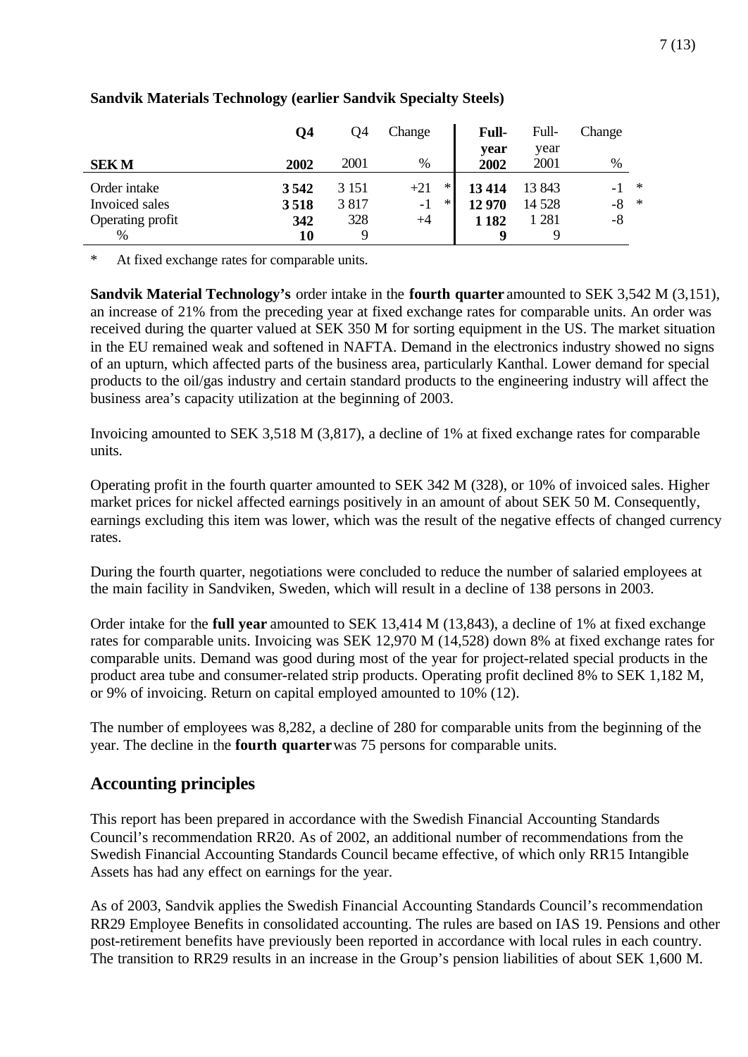**Sandvik Materials Technology (earlier Sandvik Specialty Steels)**

| SEK M | Q4 2002 | Q4 2001 | Change % | | Full-year 2002 | Full-year 2001 | Change % | |
|---|---|---|---|---|---|---|---|---|
| Order intake | **3 542** | 3 151 | +21 | * | **13 414** | 13 843 | -1 | * |
| Invoiced sales | **3 518** | 3 817 | -1 | * | **12 970** | 14 528 | -8 | * |
| Operating profit | **342** | 328 | +4 | | **1 182** | 1 281 | -8 | |
| % | **10** | 9 | | | **9** | 9 | | |

\* At fixed exchange rates for comparable units.

**Sandvik Material Technology's** order intake in the **fourth quarter** amounted to SEK 3,542 M (3,151), an increase of 21% from the preceding year at fixed exchange rates for comparable units. An order was received during the quarter valued at SEK 350 M for sorting equipment in the US. The market situation in the EU remained weak and softened in NAFTA. Demand in the electronics industry showed no signs of an upturn, which affected parts of the business area, particularly Kanthal. Lower demand for special products to the oil/gas industry and certain standard products to the engineering industry will affect the business area's capacity utilization at the beginning of 2003.

Invoicing amounted to SEK 3,518 M (3,817), a decline of 1% at fixed exchange rates for comparable units.

Operating profit in the fourth quarter amounted to SEK 342 M (328), or 10% of invoiced sales. Higher market prices for nickel affected earnings positively in an amount of about SEK 50 M. Consequently, earnings excluding this item was lower, which was the result of the negative effects of changed currency rates.

During the fourth quarter, negotiations were concluded to reduce the number of salaried employees at the main facility in Sandviken, Sweden, which will result in a decline of 138 persons in 2003.

Order intake for the **full year** amounted to SEK 13,414 M (13,843), a decline of 1% at fixed exchange rates for comparable units. Invoicing was SEK 12,970 M (14,528) down 8% at fixed exchange rates for comparable units. Demand was good during most of the year for project-related special products in the product area tube and consumer-related strip products. Operating profit declined 8% to SEK 1,182 M, or 9% of invoicing. Return on capital employed amounted to 10% (12).

The number of employees was 8,282, a decline of 280 for comparable units from the beginning of the year. The decline in the **fourth quarter** was 75 persons for comparable units.

## Accounting principles

This report has been prepared in accordance with the Swedish Financial Accounting Standards Council's recommendation RR20. As of 2002, an additional number of recommendations from the Swedish Financial Accounting Standards Council became effective, of which only RR15 Intangible Assets has had any effect on earnings for the year.

As of 2003, Sandvik applies the Swedish Financial Accounting Standards Council's recommendation RR29 Employee Benefits in consolidated accounting. The rules are based on IAS 19. Pensions and other post-retirement benefits have previously been reported in accordance with local rules in each country. The transition to RR29 results in an increase in the Group's pension liabilities of about SEK 1,600 M.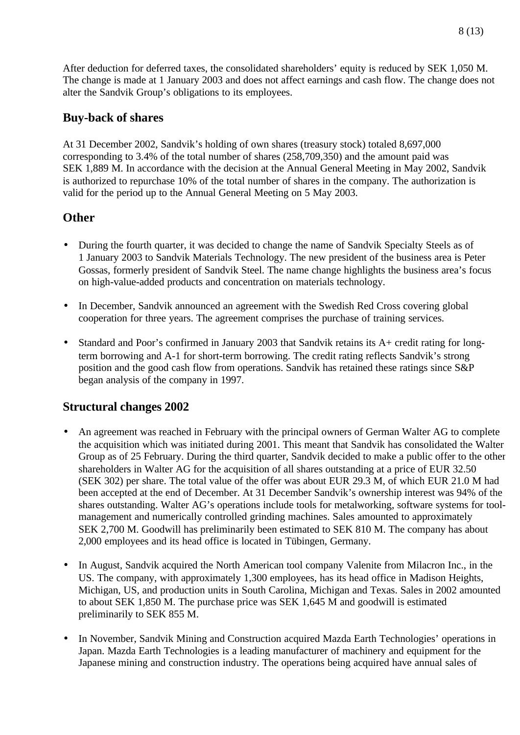After deduction for deferred taxes, the consolidated shareholders' equity is reduced by SEK 1,050 M. The change is made at 1 January 2003 and does not affect earnings and cash flow. The change does not alter the Sandvik Group's obligations to its employees.

## Buy-back of shares

At 31 December 2002, Sandvik's holding of own shares (treasury stock) totaled 8,697,000 corresponding to 3.4% of the total number of shares (258,709,350) and the amount paid was SEK 1,889 M. In accordance with the decision at the Annual General Meeting in May 2002, Sandvik is authorized to repurchase 10% of the total number of shares in the company. The authorization is valid for the period up to the Annual General Meeting on 5 May 2003.

## Other

- During the fourth quarter, it was decided to change the name of Sandvik Specialty Steels as of 1 January 2003 to Sandvik Materials Technology. The new president of the business area is Peter Gossas, formerly president of Sandvik Steel. The name change highlights the business area's focus on high-value-added products and concentration on materials technology.

- In December, Sandvik announced an agreement with the Swedish Red Cross covering global cooperation for three years. The agreement comprises the purchase of training services.

- Standard and Poor's confirmed in January 2003 that Sandvik retains its A+ credit rating for long-term borrowing and A-1 for short-term borrowing. The credit rating reflects Sandvik's strong position and the good cash flow from operations. Sandvik has retained these ratings since S&P began analysis of the company in 1997.

## Structural changes 2002

- An agreement was reached in February with the principal owners of German Walter AG to complete the acquisition which was initiated during 2001. This meant that Sandvik has consolidated the Walter Group as of 25 February. During the third quarter, Sandvik decided to make a public offer to the other shareholders in Walter AG for the acquisition of all shares outstanding at a price of EUR 32.50 (SEK 302) per share. The total value of the offer was about EUR 29.3 M, of which EUR 21.0 M had been accepted at the end of December. At 31 December Sandvik's ownership interest was 94% of the shares outstanding. Walter AG's operations include tools for metalworking, software systems for tool-management and numerically controlled grinding machines. Sales amounted to approximately SEK 2,700 M. Goodwill has preliminarily been estimated to SEK 810 M. The company has about 2,000 employees and its head office is located in Tübingen, Germany.

- In August, Sandvik acquired the North American tool company Valenite from Milacron Inc., in the US. The company, with approximately 1,300 employees, has its head office in Madison Heights, Michigan, US, and production units in South Carolina, Michigan and Texas. Sales in 2002 amounted to about SEK 1,850 M. The purchase price was SEK 1,645 M and goodwill is estimated preliminarily to SEK 855 M.

- In November, Sandvik Mining and Construction acquired Mazda Earth Technologies' operations in Japan. Mazda Earth Technologies is a leading manufacturer of machinery and equipment for the Japanese mining and construction industry. The operations being acquired have annual sales of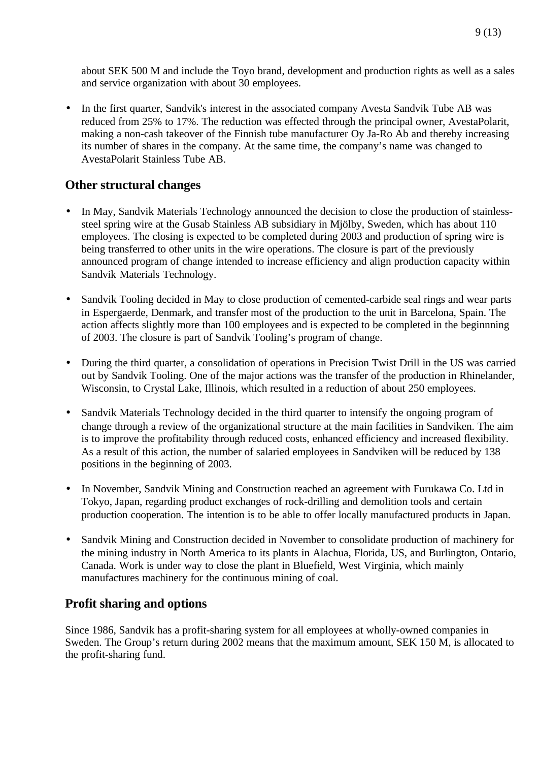about SEK 500 M and include the Toyo brand, development and production rights as well as a sales and service organization with about 30 employees.

- In the first quarter, Sandvik's interest in the associated company Avesta Sandvik Tube AB was reduced from 25% to 17%. The reduction was effected through the principal owner, AvestaPolarit, making a non-cash takeover of the Finnish tube manufacturer Oy Ja-Ro Ab and thereby increasing its number of shares in the company. At the same time, the company's name was changed to AvestaPolarit Stainless Tube AB.

## Other structural changes

- In May, Sandvik Materials Technology announced the decision to close the production of stainless-steel spring wire at the Gusab Stainless AB subsidiary in Mjölby, Sweden, which has about 110 employees. The closing is expected to be completed during 2003 and production of spring wire is being transferred to other units in the wire operations. The closure is part of the previously announced program of change intended to increase efficiency and align production capacity within Sandvik Materials Technology.

- Sandvik Tooling decided in May to close production of cemented-carbide seal rings and wear parts in Espergaerde, Denmark, and transfer most of the production to the unit in Barcelona, Spain. The action affects slightly more than 100 employees and is expected to be completed in the beginnning of 2003. The closure is part of Sandvik Tooling's program of change.

- During the third quarter, a consolidation of operations in Precision Twist Drill in the US was carried out by Sandvik Tooling. One of the major actions was the transfer of the production in Rhinelander, Wisconsin, to Crystal Lake, Illinois, which resulted in a reduction of about 250 employees.

- Sandvik Materials Technology decided in the third quarter to intensify the ongoing program of change through a review of the organizational structure at the main facilities in Sandviken. The aim is to improve the profitability through reduced costs, enhanced efficiency and increased flexibility. As a result of this action, the number of salaried employees in Sandviken will be reduced by 138 positions in the beginning of 2003.

- In November, Sandvik Mining and Construction reached an agreement with Furukawa Co. Ltd in Tokyo, Japan, regarding product exchanges of rock-drilling and demolition tools and certain production cooperation. The intention is to be able to offer locally manufactured products in Japan.

- Sandvik Mining and Construction decided in November to consolidate production of machinery for the mining industry in North America to its plants in Alachua, Florida, US, and Burlington, Ontario, Canada. Work is under way to close the plant in Bluefield, West Virginia, which mainly manufactures machinery for the continuous mining of coal.

## Profit sharing and options

Since 1986, Sandvik has a profit-sharing system for all employees at wholly-owned companies in Sweden. The Group's return during 2002 means that the maximum amount, SEK 150 M, is allocated to the profit-sharing fund.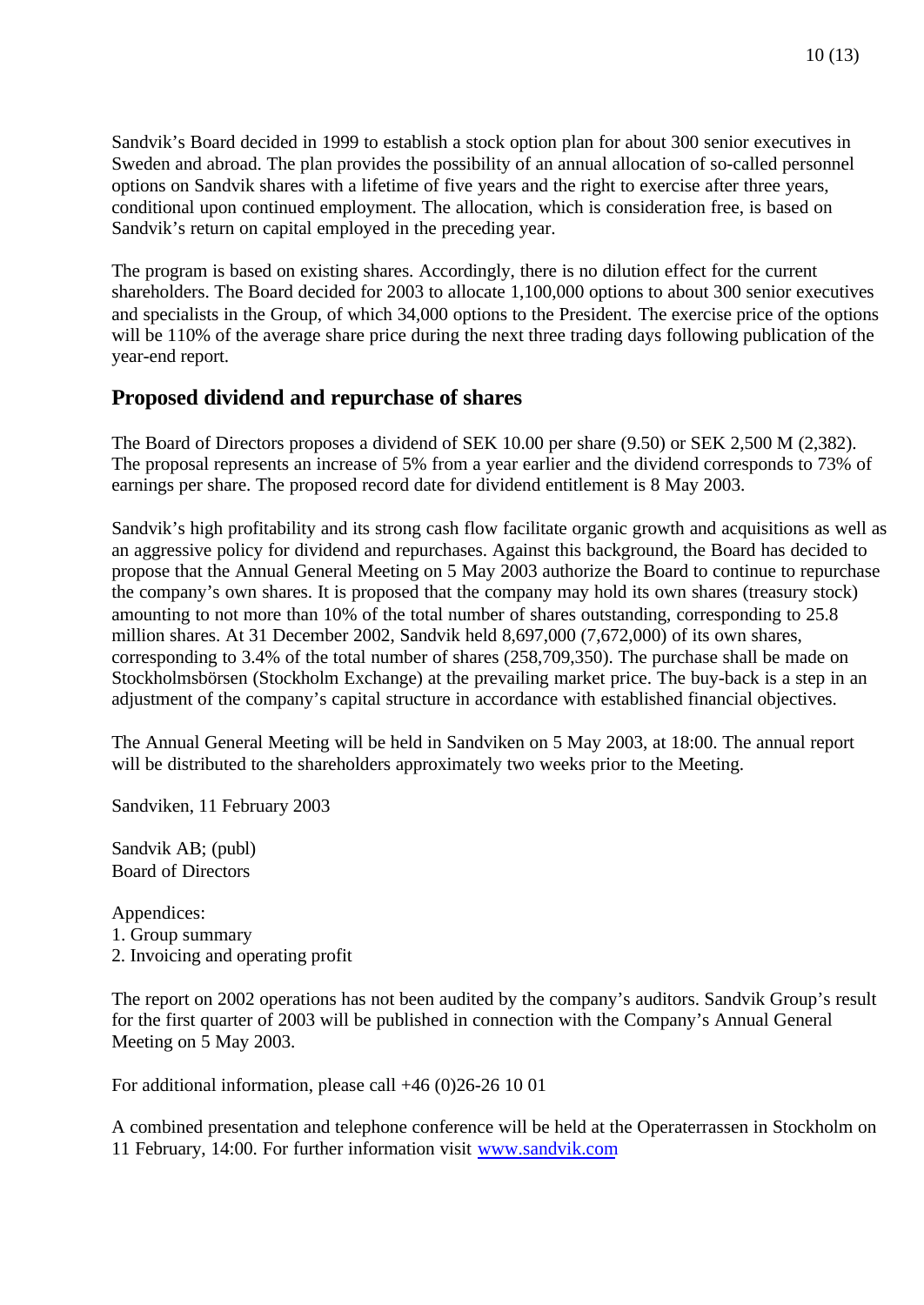Sandvik's Board decided in 1999 to establish a stock option plan for about 300 senior executives in Sweden and abroad. The plan provides the possibility of an annual allocation of so-called personnel options on Sandvik shares with a lifetime of five years and the right to exercise after three years, conditional upon continued employment. The allocation, which is consideration free, is based on Sandvik's return on capital employed in the preceding year.

The program is based on existing shares. Accordingly, there is no dilution effect for the current shareholders. The Board decided for 2003 to allocate 1,100,000 options to about 300 senior executives and specialists in the Group, of which 34,000 options to the President. The exercise price of the options will be 110% of the average share price during the next three trading days following publication of the year-end report.

## Proposed dividend and repurchase of shares

The Board of Directors proposes a dividend of SEK 10.00 per share (9.50) or SEK 2,500 M (2,382). The proposal represents an increase of 5% from a year earlier and the dividend corresponds to 73% of earnings per share. The proposed record date for dividend entitlement is 8 May 2003.

Sandvik's high profitability and its strong cash flow facilitate organic growth and acquisitions as well as an aggressive policy for dividend and repurchases. Against this background, the Board has decided to propose that the Annual General Meeting on 5 May 2003 authorize the Board to continue to repurchase the company's own shares. It is proposed that the company may hold its own shares (treasury stock) amounting to not more than 10% of the total number of shares outstanding, corresponding to 25.8 million shares. At 31 December 2002, Sandvik held 8,697,000 (7,672,000) of its own shares, corresponding to 3.4% of the total number of shares (258,709,350). The purchase shall be made on Stockholmsbörsen (Stockholm Exchange) at the prevailing market price. The buy-back is a step in an adjustment of the company's capital structure in accordance with established financial objectives.

The Annual General Meeting will be held in Sandviken on 5 May 2003, at 18:00. The annual report will be distributed to the shareholders approximately two weeks prior to the Meeting.

Sandviken, 11 February 2003

Sandvik AB; (publ)  
Board of Directors

Appendices:  
1. Group summary  
2. Invoicing and operating profit

The report on 2002 operations has not been audited by the company's auditors. Sandvik Group's result for the first quarter of 2003 will be published in connection with the Company's Annual General Meeting on 5 May 2003.

For additional information, please call +46 (0)26-26 10 01

A combined presentation and telephone conference will be held at the Operaterrassen in Stockholm on 11 February, 14:00. For further information visit www.sandvik.com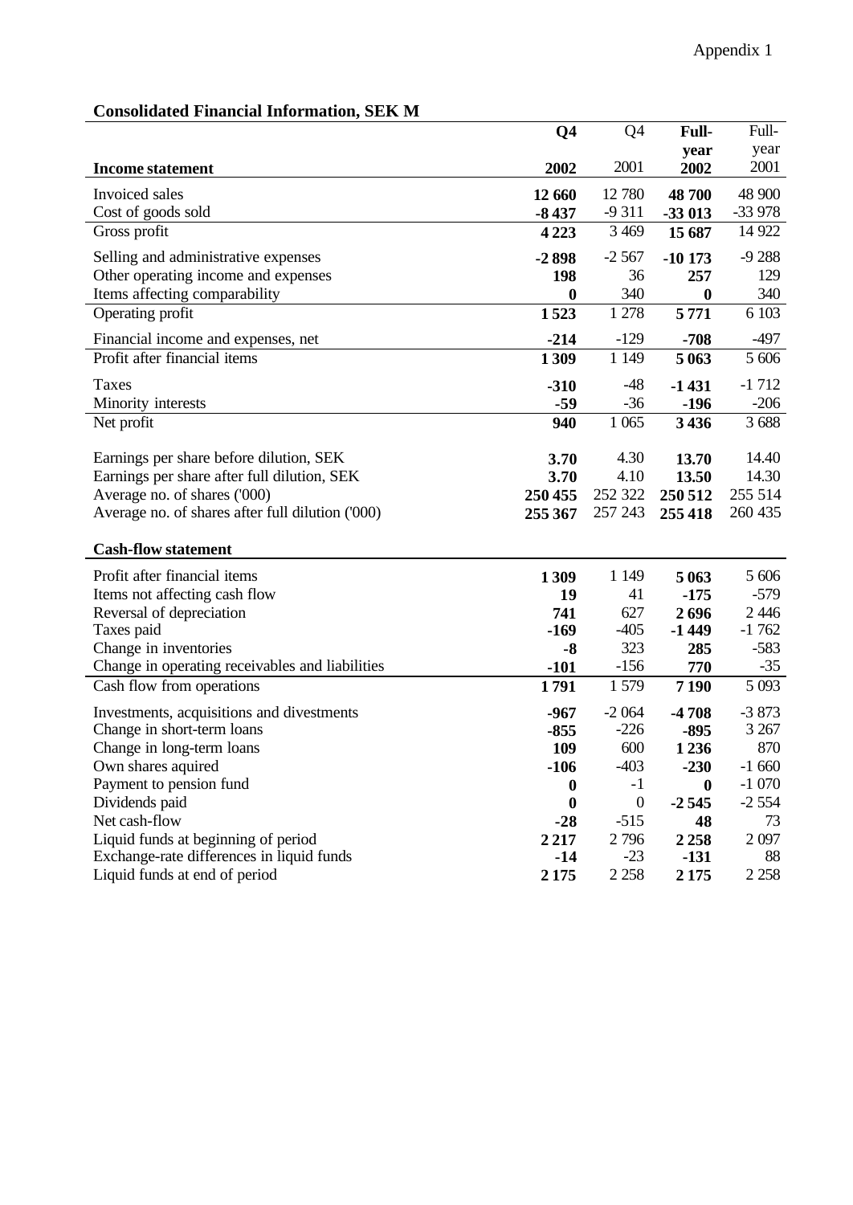Appendix 1

## Consolidated Financial Information, SEK M

| Income statement | **Q4 2002** | Q4 2001 | **Full-year 2002** | Full-year 2001 |
|---|---|---|---|---|
| Invoiced sales | **12 660** | 12 780 | **48 700** | 48 900 |
| Cost of goods sold | **-8 437** | -9 311 | **-33 013** | -33 978 |
| Gross profit | **4 223** | 3 469 | **15 687** | 14 922 |
| Selling and administrative expenses | **-2 898** | -2 567 | **-10 173** | -9 288 |
| Other operating income and expenses | **198** | 36 | **257** | 129 |
| Items affecting comparability | **0** | 340 | **0** | 340 |
| Operating profit | **1 523** | 1 278 | **5 771** | 6 103 |
| Financial income and expenses, net | **-214** | -129 | **-708** | -497 |
| Profit after financial items | **1 309** | 1 149 | **5 063** | 5 606 |
| Taxes | **-310** | -48 | **-1 431** | -1 712 |
| Minority interests | **-59** | -36 | **-196** | -206 |
| Net profit | **940** | 1 065 | **3 436** | 3 688 |
| Earnings per share before dilution, SEK | **3.70** | 4.30 | **13.70** | 14.40 |
| Earnings per share after full dilution, SEK | **3.70** | 4.10 | **13.50** | 14.30 |
| Average no. of shares ('000) | **250 455** | 252 322 | **250 512** | 255 514 |
| Average no. of shares after full dilution ('000) | **255 367** | 257 243 | **255 418** | 260 435 |

| Cash-flow statement | **Q4 2002** | Q4 2001 | **Full-year 2002** | Full-year 2001 |
|---|---|---|---|---|
| Profit after financial items | **1 309** | 1 149 | **5 063** | 5 606 |
| Items not affecting cash flow | **19** | 41 | **-175** | -579 |
| Reversal of depreciation | **741** | 627 | **2 696** | 2 446 |
| Taxes paid | **-169** | -405 | **-1 449** | -1 762 |
| Change in inventories | **-8** | 323 | **285** | -583 |
| Change in operating receivables and liabilities | **-101** | -156 | **770** | -35 |
| Cash flow from operations | **1 791** | 1 579 | **7 190** | 5 093 |
| Investments, acquisitions and divestments | **-967** | -2 064 | **-4 708** | -3 873 |
| Change in short-term loans | **-855** | -226 | **-895** | 3 267 |
| Change in long-term loans | **109** | 600 | **1 236** | 870 |
| Own shares aquired | **-106** | -403 | **-230** | -1 660 |
| Payment to pension fund | **0** | -1 | **0** | -1 070 |
| Dividends paid | **0** | 0 | **-2 545** | -2 554 |
| Net cash-flow | **-28** | -515 | **48** | 73 |
| Liquid funds at beginning of period | **2 217** | 2 796 | **2 258** | 2 097 |
| Exchange-rate differences in liquid funds | **-14** | -23 | **-131** | 88 |
| Liquid funds at end of period | **2 175** | 2 258 | **2 175** | 2 258 |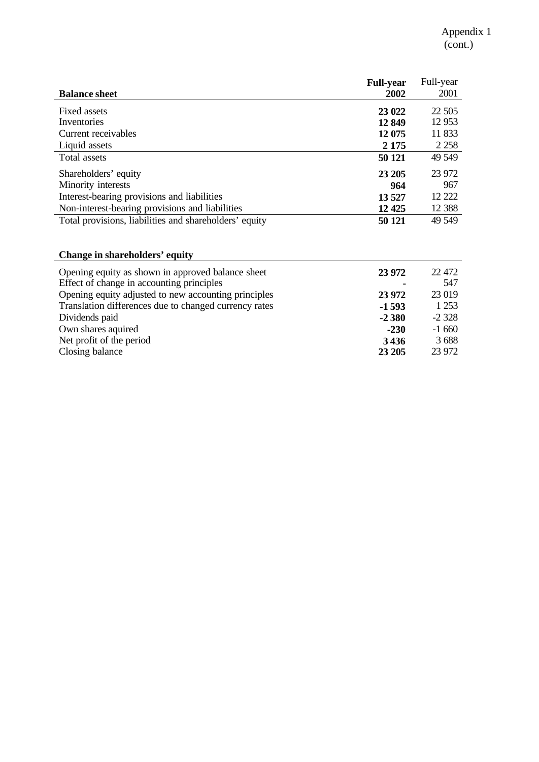Appendix 1 (cont.)

| **Balance sheet** | **Full-year 2002** | Full-year 2001 |
|---|---|---|
| Fixed assets | **23 022** | 22 505 |
| Inventories | **12 849** | 12 953 |
| Current receivables | **12 075** | 11 833 |
| Liquid assets | **2 175** | 2 258 |
| Total assets | **50 121** | 49 549 |
| Shareholders' equity | **23 205** | 23 972 |
| Minority interests | **964** | 967 |
| Interest-bearing provisions and liabilities | **13 527** | 12 222 |
| Non-interest-bearing provisions and liabilities | **12 425** | 12 388 |
| Total provisions, liabilities and shareholders' equity | **50 121** | 49 549 |

| **Change in shareholders' equity** | | |
|---|---|---|
| Opening equity as shown in approved balance sheet | **23 972** | 22 472 |
| Effect of change in accounting principles | **-** | 547 |
| Opening equity adjusted to new accounting principles | **23 972** | 23 019 |
| Translation differences due to changed currency rates | **-1 593** | 1 253 |
| Dividends paid | **-2 380** | -2 328 |
| Own shares aquired | **-230** | -1 660 |
| Net profit of the period | **3 436** | 3 688 |
| Closing balance | **23 205** | 23 972 |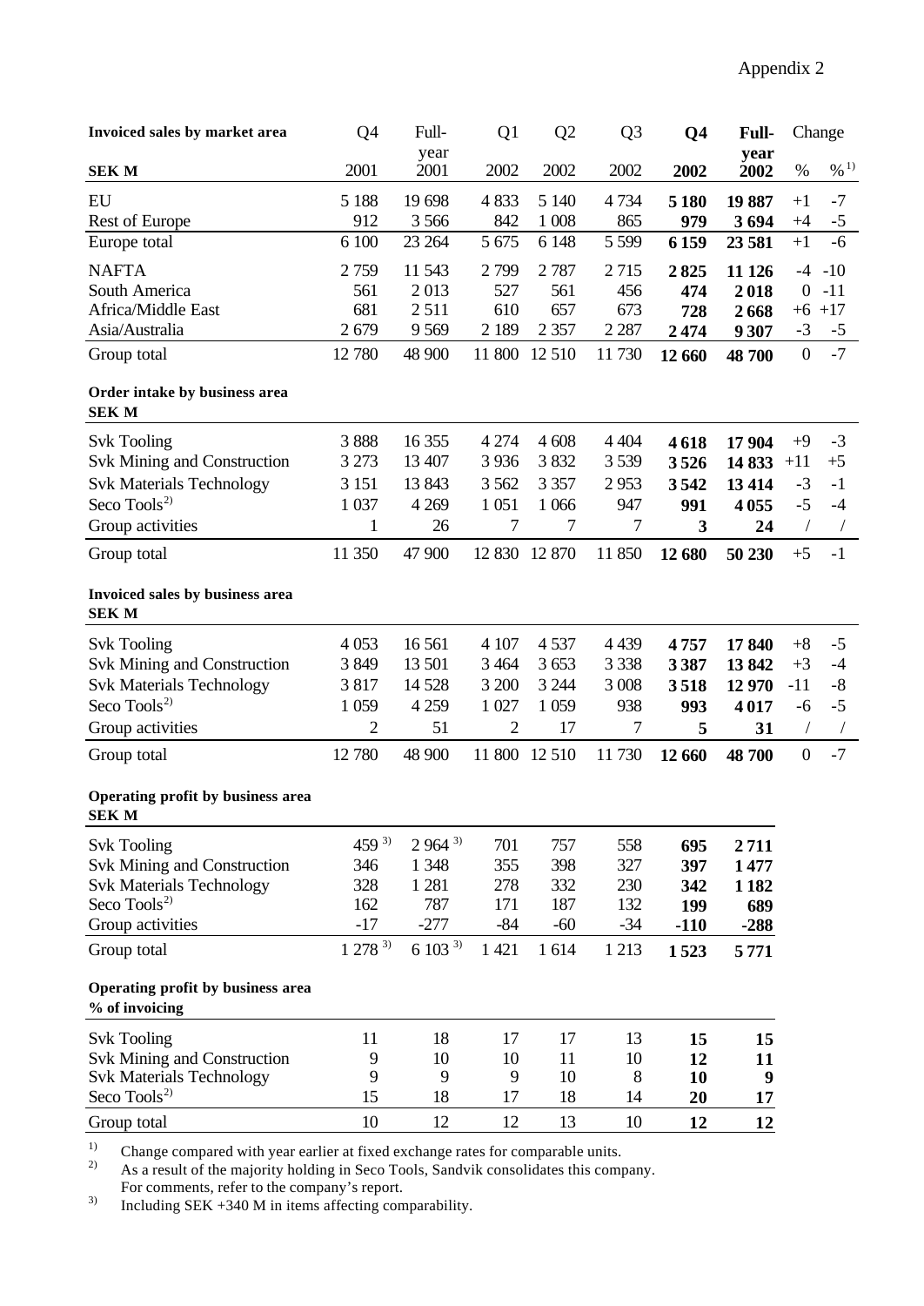Appendix 2

| Invoiced sales by market area SEK M | Q4 2001 | Full-year 2001 | Q1 2002 | Q2 2002 | Q3 2002 | **Q4 2002** | **Full-year 2002** | Change % | Change % [1] |
|---|---|---|---|---|---|---|---|---|---|
| EU | 5 188 | 19 698 | 4 833 | 5 140 | 4 734 | **5 180** | **19 887** | +1 | -7 |
| Rest of Europe | 912 | 3 566 | 842 | 1 008 | 865 | **979** | **3 694** | +4 | -5 |
| Europe total | 6 100 | 23 264 | 5 675 | 6 148 | 5 599 | **6 159** | **23 581** | +1 | -6 |
| NAFTA | 2 759 | 11 543 | 2 799 | 2 787 | 2 715 | **2 825** | **11 126** | -4 | -10 |
| South America | 561 | 2 013 | 527 | 561 | 456 | **474** | **2 018** | 0 | -11 |
| Africa/Middle East | 681 | 2 511 | 610 | 657 | 673 | **728** | **2 668** | +6 | +17 |
| Asia/Australia | 2 679 | 9 569 | 2 189 | 2 357 | 2 287 | **2 474** | **9 307** | -3 | -5 |
| Group total | 12 780 | 48 900 | 11 800 | 12 510 | 11 730 | **12 660** | **48 700** | 0 | -7 |

| Order intake by business area SEK M | Q4 2001 | Full-year 2001 | Q1 2002 | Q2 2002 | Q3 2002 | **Q4 2002** | **Full-year 2002** | Change % | Change % [1] |
|---|---|---|---|---|---|---|---|---|---|
| Svk Tooling | 3 888 | 16 355 | 4 274 | 4 608 | 4 404 | **4 618** | **17 904** | +9 | -3 |
| Svk Mining and Construction | 3 273 | 13 407 | 3 936 | 3 832 | 3 539 | **3 526** | **14 833** | +11 | +5 |
| Svk Materials Technology | 3 151 | 13 843 | 3 562 | 3 357 | 2 953 | **3 542** | **13 414** | -3 | -1 |
| Seco Tools[2] | 1 037 | 4 269 | 1 051 | 1 066 | 947 | **991** | **4 055** | -5 | -4 |
| Group activities | 1 | 26 | 7 | 7 | 7 | **3** | **24** | / | / |
| Group total | 11 350 | 47 900 | 12 830 | 12 870 | 11 850 | **12 680** | **50 230** | +5 | -1 |

| Invoiced sales by business area SEK M | Q4 2001 | Full-year 2001 | Q1 2002 | Q2 2002 | Q3 2002 | **Q4 2002** | **Full-year 2002** | Change % | Change % [1] |
|---|---|---|---|---|---|---|---|---|---|
| Svk Tooling | 4 053 | 16 561 | 4 107 | 4 537 | 4 439 | **4 757** | **17 840** | +8 | -5 |
| Svk Mining and Construction | 3 849 | 13 501 | 3 464 | 3 653 | 3 338 | **3 387** | **13 842** | +3 | -4 |
| Svk Materials Technology | 3 817 | 14 528 | 3 200 | 3 244 | 3 008 | **3 518** | **12 970** | -11 | -8 |
| Seco Tools[2] | 1 059 | 4 259 | 1 027 | 1 059 | 938 | **993** | **4 017** | -6 | -5 |
| Group activities | 2 | 51 | 2 | 17 | 7 | **5** | **31** | / | / |
| Group total | 12 780 | 48 900 | 11 800 | 12 510 | 11 730 | **12 660** | **48 700** | 0 | -7 |

| Operating profit by business area SEK M | Q4 2001 | Full-year 2001 | Q1 2002 | Q2 2002 | Q3 2002 | **Q4 2002** | **Full-year 2002** |
|---|---|---|---|---|---|---|---|
| Svk Tooling | 459 [3] | 2 964 [3] | 701 | 757 | 558 | **695** | **2 711** |
| Svk Mining and Construction | 346 | 1 348 | 355 | 398 | 327 | **397** | **1 477** |
| Svk Materials Technology | 328 | 1 281 | 278 | 332 | 230 | **342** | **1 182** |
| Seco Tools[2] | 162 | 787 | 171 | 187 | 132 | **199** | **689** |
| Group activities | -17 | -277 | -84 | -60 | -34 | **-110** | **-288** |
| Group total | 1 278 [3] | 6 103 [3] | 1 421 | 1 614 | 1 213 | **1 523** | **5 771** |

| Operating profit by business area % of invoicing | Q4 2001 | Full-year 2001 | Q1 2002 | Q2 2002 | Q3 2002 | **Q4 2002** | **Full-year 2002** |
|---|---|---|---|---|---|---|---|
| Svk Tooling | 11 | 18 | 17 | 17 | 13 | **15** | **15** |
| Svk Mining and Construction | 9 | 10 | 10 | 11 | 10 | **12** | **11** |
| Svk Materials Technology | 9 | 9 | 9 | 10 | 8 | **10** | **9** |
| Seco Tools[2] | 15 | 18 | 17 | 18 | 14 | **20** | **17** |
| Group total | 10 | 12 | 12 | 13 | 10 | **12** | **12** |

[1] Change compared with year earlier at fixed exchange rates for comparable units.
[2] As a result of the majority holding in Seco Tools, Sandvik consolidates this company. For comments, refer to the company's report.
[3] Including SEK +340 M in items affecting comparability.